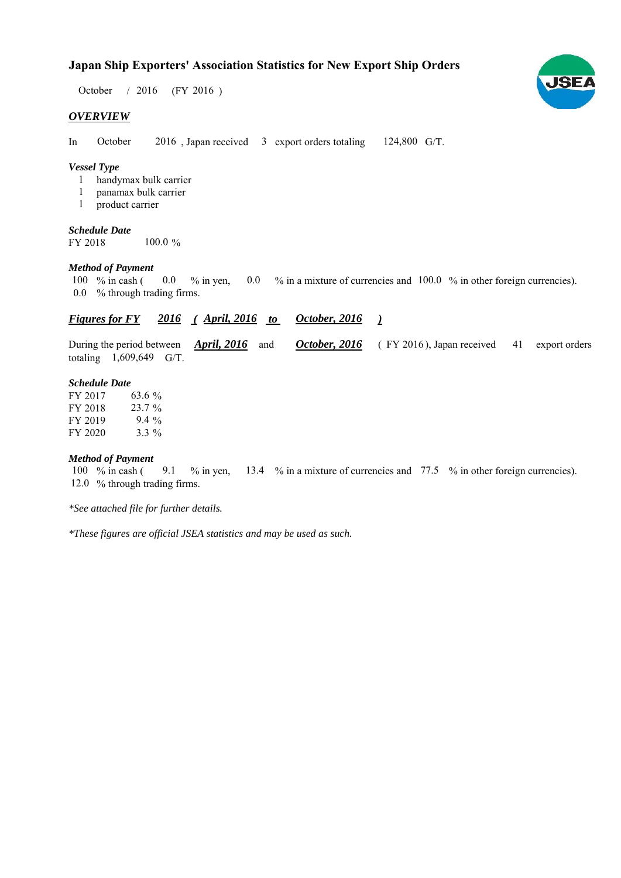# Japan Ship Exporters' Association Statistics for New Export Ship Orders

October / 2016 (FY 2016 )

## *OVERVIEW*

In October 2016 , Japan received 3 export orders totaling 124,800 G/T.

### *Vessel Type*

1 handymax bulk carrier
1 panamax bulk carrier
1 product carrier

### *Schedule Date*

FY 2018 100.0 %

### *Method of Payment*

100 % in cash ( 0.0 % in yen, 0.0 % in a mixture of currencies and 100.0 % in other foreign currencies).
0.0 % through trading firms.

## *Figures for FY 2016 ( April, 2016 to October, 2016 )*

During the period between *April, 2016* and *October, 2016* ( FY 2016 ), Japan received 41 export orders totaling 1,609,649 G/T.

### *Schedule Date*

FY 2017 63.6 %
FY 2018 23.7 %
FY 2019 9.4 %
FY 2020 3.3 %

### *Method of Payment*

100 % in cash ( 9.1 % in yen, 13.4 % in a mixture of currencies and 77.5 % in other foreign currencies).
12.0 % through trading firms.

*\*See attached file for further details.*

*\*These figures are official JSEA statistics and may be used as such.*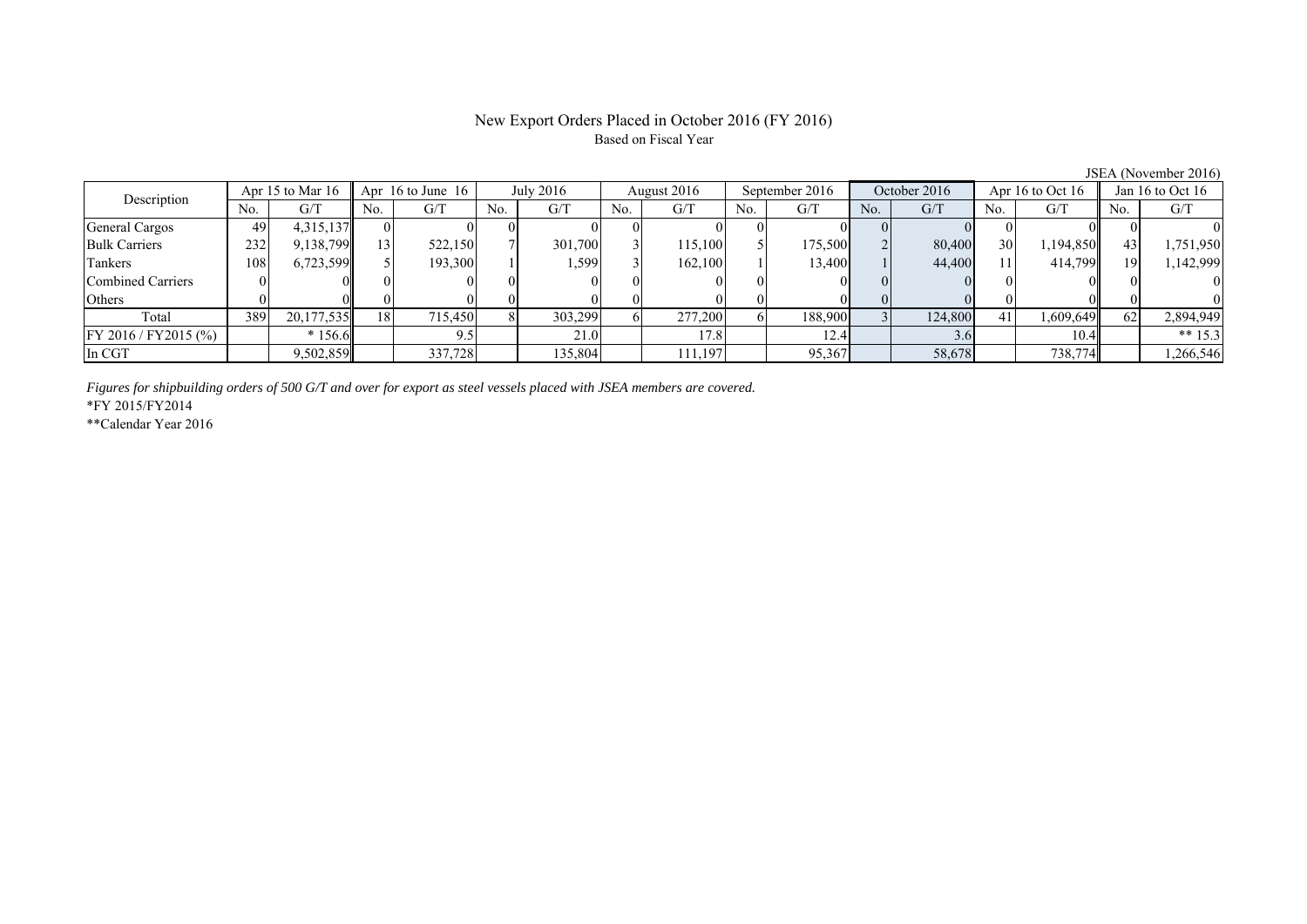# New Export Orders Placed in October 2016 (FY 2016)

Based on Fiscal Year

JSEA (November 2016)

| Description | Apr 15 to Mar 16 | | Apr 16 to June 16 | | July 2016 | | August 2016 | | September 2016 | | October 2016 | | Apr 16 to Oct 16 | | Jan 16 to Oct 16 | |
|---|---|---|---|---|---|---|---|---|---|---|---|---|---|---|---|---|
| | No. | G/T | No. | G/T | No. | G/T | No. | G/T | No. | G/T | No. | G/T | No. | G/T | No. | G/T |
| General Cargos | 49 | 4,315,137 | 0 | 0 | 0 | 0 | 0 | 0 | 0 | 0 | 0 | 0 | 0 | 0 | 0 | 0 |
| Bulk Carriers | 232 | 9,138,799 | 13 | 522,150 | 7 | 301,700 | 3 | 115,100 | 5 | 175,500 | 2 | 80,400 | 30 | 1,194,850 | 43 | 1,751,950 |
| Tankers | 108 | 6,723,599 | 5 | 193,300 | 1 | 1,599 | 3 | 162,100 | 1 | 13,400 | 1 | 44,400 | 11 | 414,799 | 19 | 1,142,999 |
| Combined Carriers | 0 | 0 | 0 | 0 | 0 | 0 | 0 | 0 | 0 | 0 | 0 | 0 | 0 | 0 | 0 | 0 |
| Others | 0 | 0 | 0 | 0 | 0 | 0 | 0 | 0 | 0 | 0 | 0 | 0 | 0 | 0 | 0 | 0 |
| Total | 389 | 20,177,535 | 18 | 715,450 | 8 | 303,299 | 6 | 277,200 | 6 | 188,900 | 3 | 124,800 | 41 | 1,609,649 | 62 | 2,894,949 |
| FY 2016 / FY2015 (%) | | * 156.6 | | 9.5 | | 21.0 | | 17.8 | | 12.4 | | 3.6 | | 10.4 | | ** 15.3 |
| In CGT | | 9,502,859 | | 337,728 | | 135,804 | | 111,197 | | 95,367 | | 58,678 | | 738,774 | | 1,266,546 |

*Figures for shipbuilding orders of 500 G/T and over for export as steel vessels placed with JSEA members are covered.*

*FY 2015/FY2014

**Calendar Year 2016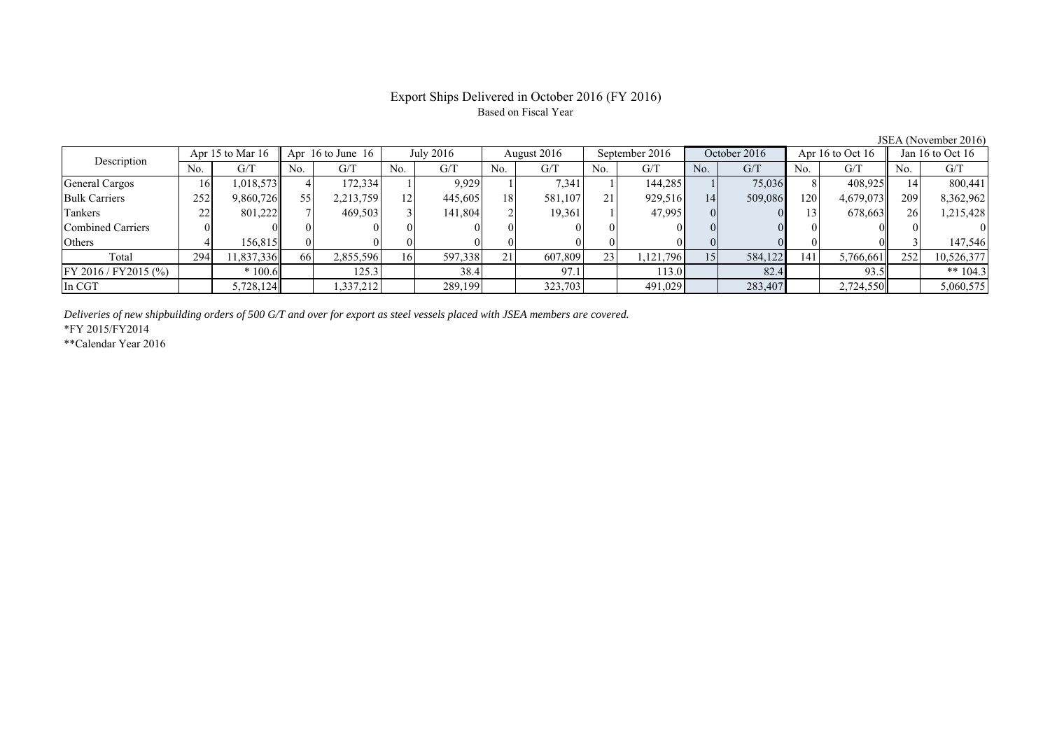# Export Ships Delivered in October 2016 (FY 2016)

Based on Fiscal Year

JSEA (November 2016)

| Description | Apr 15 to Mar 16 | | Apr 16 to June 16 | | July 2016 | | August 2016 | | September 2016 | | October 2016 | | Apr 16 to Oct 16 | | Jan 16 to Oct 16 | |
|---|---|---|---|---|---|---|---|---|---|---|---|---|---|---|---|---|
| | No. | G/T | No. | G/T | No. | G/T | No. | G/T | No. | G/T | No. | G/T | No. | G/T | No. | G/T |
| General Cargos | 16 | 1,018,573 | 4 | 172,334 | 1 | 9,929 | 1 | 7,341 | 1 | 144,285 | 1 | 75,036 | 8 | 408,925 | 14 | 800,441 |
| Bulk Carriers | 252 | 9,860,726 | 55 | 2,213,759 | 12 | 445,605 | 18 | 581,107 | 21 | 929,516 | 14 | 509,086 | 120 | 4,679,073 | 209 | 8,362,962 |
| Tankers | 22 | 801,222 | 7 | 469,503 | 3 | 141,804 | 2 | 19,361 | 1 | 47,995 | 0 | 0 | 13 | 678,663 | 26 | 1,215,428 |
| Combined Carriers | 0 | 0 | 0 | 0 | 0 | 0 | 0 | 0 | 0 | 0 | 0 | 0 | 0 | 0 | 0 | 0 |
| Others | 4 | 156,815 | 0 | 0 | 0 | 0 | 0 | 0 | 0 | 0 | 0 | 0 | 0 | 0 | 3 | 147,546 |
| Total | 294 | 11,837,336 | 66 | 2,855,596 | 16 | 597,338 | 21 | 607,809 | 23 | 1,121,796 | 15 | 584,122 | 141 | 5,766,661 | 252 | 10,526,377 |
| FY 2016 / FY2015 (%) | | * 100.6 | | 125.3 | | 38.4 | | 97.1 | | 113.0 | | 82.4 | | 93.5 | | ** 104.3 |
| In CGT | | 5,728,124 | | 1,337,212 | | 289,199 | | 323,703 | | 491,029 | | 283,407 | | 2,724,550 | | 5,060,575 |

*Deliveries of new shipbuilding orders of 500 G/T and over for export as steel vessels placed with JSEA members are covered.*

*FY 2015/FY2014

**Calendar Year 2016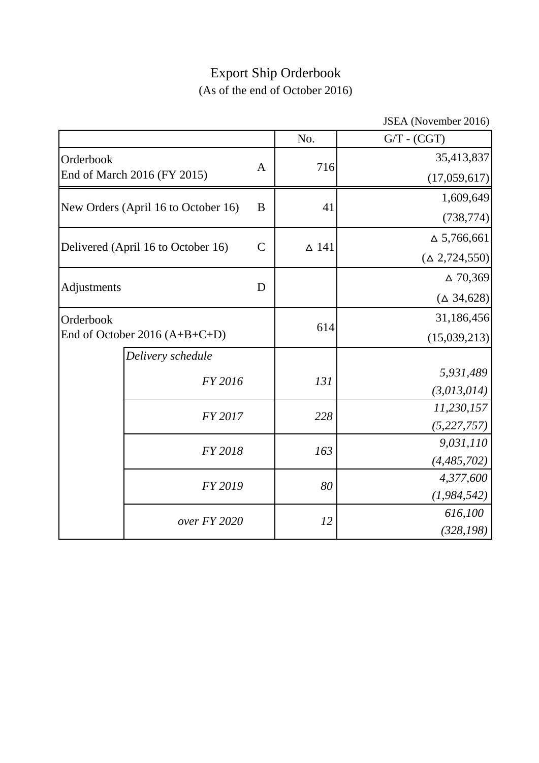# Export Ship Orderbook

(As of the end of October 2016)

JSEA (November 2016)

| | | | No. | G/T - (CGT) |
|---|---|---|---|---|
| Orderbook<br>End of March 2016 (FY 2015) | | A | 716 | 35,413,837<br>(17,059,617) |
| New Orders (April 16 to October 16) | | B | 41 | 1,609,649<br>(738,774) |
| Delivered (April 16 to October 16) | | C | ∆ 141 | ∆ 5,766,661<br>(∆ 2,724,550) |
| Adjustments | | D | | ∆ 70,369<br>(∆ 34,628) |
| Orderbook<br>End of October 2016 (A+B+C+D) | | | 614 | 31,186,456<br>(15,039,213) |
| | *Delivery schedule*<br>*FY 2016* | | *131* | *5,931,489*<br>*(3,013,014)* |
| | *FY 2017* | | *228* | *11,230,157*<br>*(5,227,757)* |
| | *FY 2018* | | *163* | *9,031,110*<br>*(4,485,702)* |
| | *FY 2019* | | *80* | *4,377,600*<br>*(1,984,542)* |
| | *over FY 2020* | | *12* | *616,100*<br>*(328,198)* |